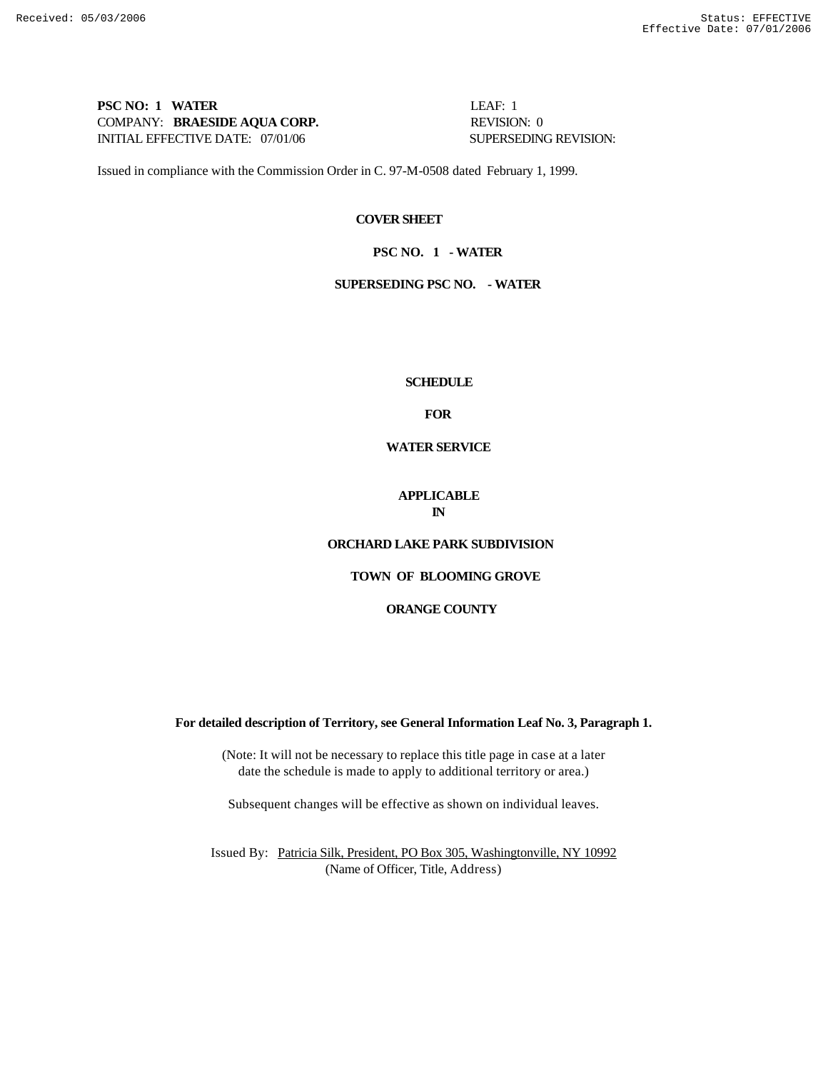Received: 05/03/2006 Status: EFFECTIVE
Effective Date: 07/01/2006

**PSC NO: 1 WATER** LEAF: 1
COMPANY: **BRAESIDE AQUA CORP.** REVISION: 0
INITIAL EFFECTIVE DATE: 07/01/06 SUPERSEDING REVISION:

Issued in compliance with the Commission Order in C. 97-M-0508 dated February 1, 1999.

**COVER SHEET**

**PSC NO. 1 - WATER**

**SUPERSEDING PSC NO. - WATER**

**SCHEDULE**

**FOR**

**WATER SERVICE**

**APPLICABLE**
**IN**

**ORCHARD LAKE PARK SUBDIVISION**

**TOWN OF BLOOMING GROVE**

**ORANGE COUNTY**

**For detailed description of Territory, see General Information Leaf No. 3, Paragraph 1.**

(Note: It will not be necessary to replace this title page in case at a later date the schedule is made to apply to additional territory or area.)

Subsequent changes will be effective as shown on individual leaves.

Issued By: Patricia Silk, President, PO Box 305, Washingtonville, NY 10992
(Name of Officer, Title, Address)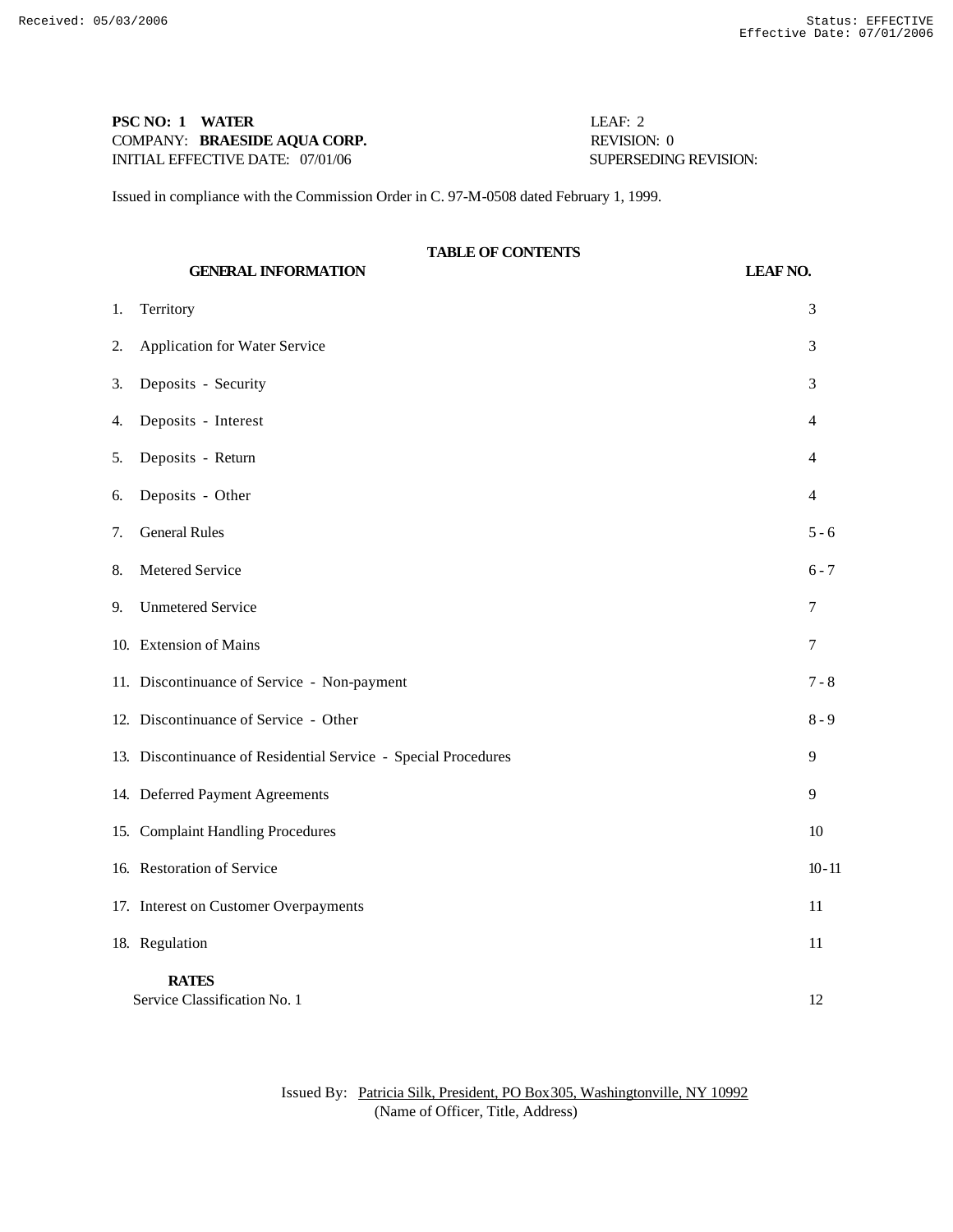Received: 05/03/2006 Status: EFFECTIVE
Effective Date: 07/01/2006

**PSC NO: 1 WATER** LEAF: 2
COMPANY: **BRAESIDE AQUA CORP.** REVISION: 0
INITIAL EFFECTIVE DATE: 07/01/06 SUPERSEDING REVISION:

Issued in compliance with the Commission Order in C. 97-M-0508 dated February 1, 1999.

**TABLE OF CONTENTS**

| **GENERAL INFORMATION** | **LEAF NO.** |
|---|---|
| 1. Territory | 3 |
| 2. Application for Water Service | 3 |
| 3. Deposits - Security | 3 |
| 4. Deposits - Interest | 4 |
| 5. Deposits - Return | 4 |
| 6. Deposits - Other | 4 |
| 7. General Rules | 5 - 6 |
| 8. Metered Service | 6 - 7 |
| 9. Unmetered Service | 7 |
| 10. Extension of Mains | 7 |
| 11. Discontinuance of Service - Non-payment | 7 - 8 |
| 12. Discontinuance of Service - Other | 8 - 9 |
| 13. Discontinuance of Residential Service - Special Procedures | 9 |
| 14. Deferred Payment Agreements | 9 |
| 15. Complaint Handling Procedures | 10 |
| 16. Restoration of Service | 10 - 11 |
| 17. Interest on Customer Overpayments | 11 |
| 18. Regulation | 11 |
| **RATES** | |
| Service Classification No. 1 | 12 |

Issued By: Patricia Silk, President, PO Box 305, Washingtonville, NY 10992
(Name of Officer, Title, Address)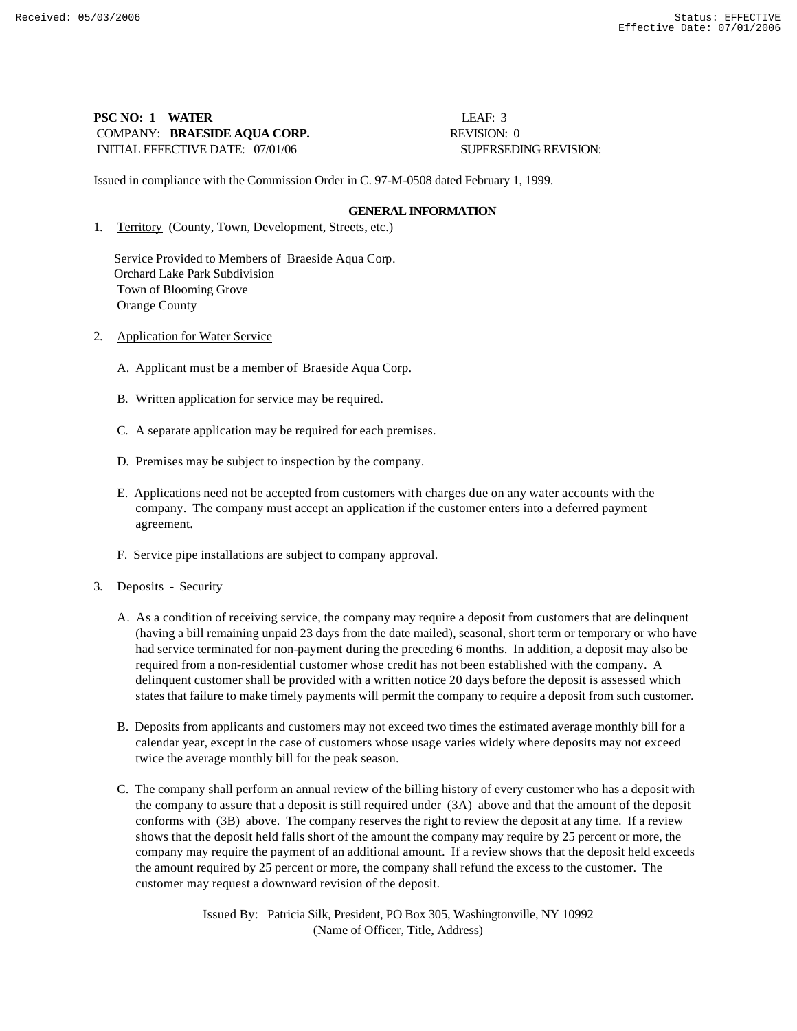**PSC NO: 1 WATER** LEAF: 3
COMPANY: **BRAESIDE AQUA CORP.** REVISION: 0
INITIAL EFFECTIVE DATE: 07/01/06 SUPERSEDING REVISION:

Issued in compliance with the Commission Order in C. 97-M-0508 dated February 1, 1999.

## GENERAL INFORMATION

1. Territory (County, Town, Development, Streets, etc.)

   Service Provided to Members of Braeside Aqua Corp.
   Orchard Lake Park Subdivision
   Town of Blooming Grove
   Orange County

2. Application for Water Service

   A. Applicant must be a member of Braeside Aqua Corp.

   B. Written application for service may be required.

   C. A separate application may be required for each premises.

   D. Premises may be subject to inspection by the company.

   E. Applications need not be accepted from customers with charges due on any water accounts with the company. The company must accept an application if the customer enters into a deferred payment agreement.

   F. Service pipe installations are subject to company approval.

3. Deposits - Security

   A. As a condition of receiving service, the company may require a deposit from customers that are delinquent (having a bill remaining unpaid 23 days from the date mailed), seasonal, short term or temporary or who have had service terminated for non-payment during the preceding 6 months. In addition, a deposit may also be required from a non-residential customer whose credit has not been established with the company. A delinquent customer shall be provided with a written notice 20 days before the deposit is assessed which states that failure to make timely payments will permit the company to require a deposit from such customer.

   B. Deposits from applicants and customers may not exceed two times the estimated average monthly bill for a calendar year, except in the case of customers whose usage varies widely where deposits may not exceed twice the average monthly bill for the peak season.

   C. The company shall perform an annual review of the billing history of every customer who has a deposit with the company to assure that a deposit is still required under (3A) above and that the amount of the deposit conforms with (3B) above. The company reserves the right to review the deposit at any time. If a review shows that the deposit held falls short of the amount the company may require by 25 percent or more, the company may require the payment of an additional amount. If a review shows that the deposit held exceeds the amount required by 25 percent or more, the company shall refund the excess to the customer. The customer may request a downward revision of the deposit.

Issued By: Patricia Silk, President, PO Box 305, Washingtonville, NY 10992
(Name of Officer, Title, Address)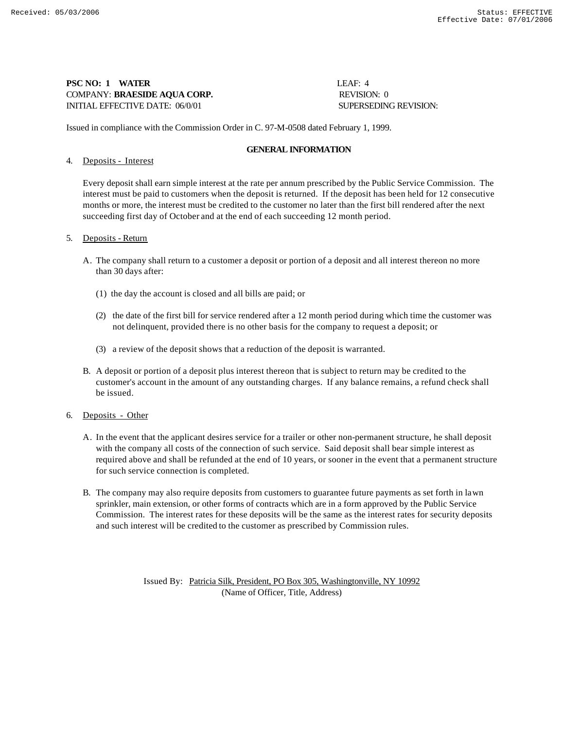Received: 05/03/2006 Status: EFFECTIVE
Effective Date: 07/01/2006

**PSC NO: 1 WATER** LEAF: 4
COMPANY: **BRAESIDE AQUA CORP.** REVISION: 0
INITIAL EFFECTIVE DATE: 06/0/01 SUPERSEDING REVISION:

Issued in compliance with the Commission Order in C. 97-M-0508 dated February 1, 1999.

**GENERAL INFORMATION**

4. Deposits - Interest

   Every deposit shall earn simple interest at the rate per annum prescribed by the Public Service Commission. The interest must be paid to customers when the deposit is returned. If the deposit has been held for 12 consecutive months or more, the interest must be credited to the customer no later than the first bill rendered after the next succeeding first day of October and at the end of each succeeding 12 month period.

5. Deposits - Return

   A. The company shall return to a customer a deposit or portion of a deposit and all interest thereon no more than 30 days after:

      (1) the day the account is closed and all bills are paid; or

      (2) the date of the first bill for service rendered after a 12 month period during which time the customer was not delinquent, provided there is no other basis for the company to request a deposit; or

      (3) a review of the deposit shows that a reduction of the deposit is warranted.

   B. A deposit or portion of a deposit plus interest thereon that is subject to return may be credited to the customer's account in the amount of any outstanding charges. If any balance remains, a refund check shall be issued.

6. Deposits - Other

   A. In the event that the applicant desires service for a trailer or other non-permanent structure, he shall deposit with the company all costs of the connection of such service. Said deposit shall bear simple interest as required above and shall be refunded at the end of 10 years, or sooner in the event that a permanent structure for such service connection is completed.

   B. The company may also require deposits from customers to guarantee future payments as set forth in lawn sprinkler, main extension, or other forms of contracts which are in a form approved by the Public Service Commission. The interest rates for these deposits will be the same as the interest rates for security deposits and such interest will be credited to the customer as prescribed by Commission rules.

Issued By: Patricia Silk, President, PO Box 305, Washingtonville, NY 10992
(Name of Officer, Title, Address)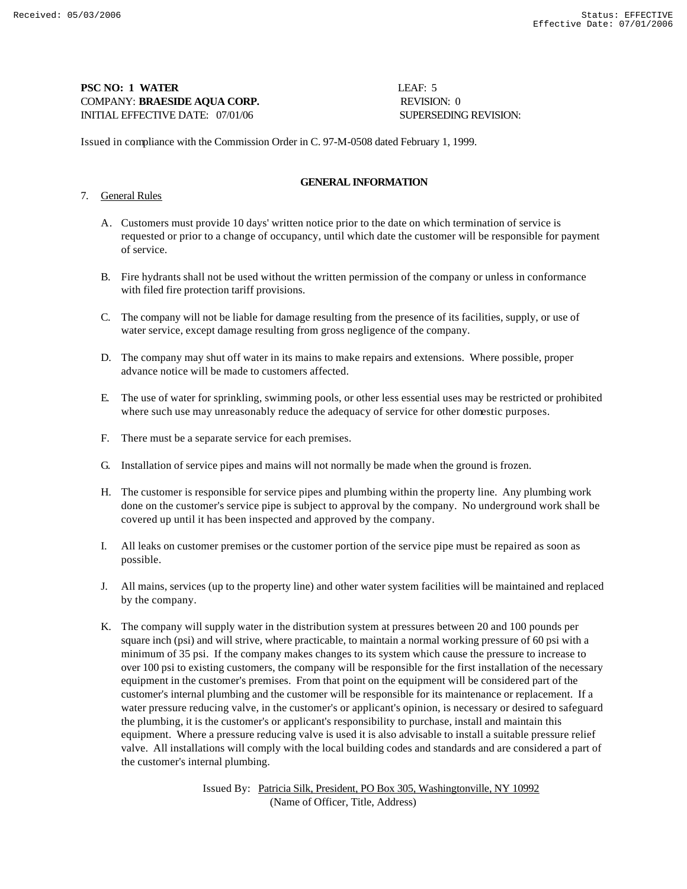**PSC NO: 1 WATER** LEAF: 5
COMPANY: **BRAESIDE AQUA CORP.** REVISION: 0
INITIAL EFFECTIVE DATE: 07/01/06 SUPERSEDING REVISION:

Issued in compliance with the Commission Order in C. 97-M-0508 dated February 1, 1999.

**GENERAL INFORMATION**

7. General Rules

   A. Customers must provide 10 days' written notice prior to the date on which termination of service is requested or prior to a change of occupancy, until which date the customer will be responsible for payment of service.

   B. Fire hydrants shall not be used without the written permission of the company or unless in conformance with filed fire protection tariff provisions.

   C. The company will not be liable for damage resulting from the presence of its facilities, supply, or use of water service, except damage resulting from gross negligence of the company.

   D. The company may shut off water in its mains to make repairs and extensions. Where possible, proper advance notice will be made to customers affected.

   E. The use of water for sprinkling, swimming pools, or other less essential uses may be restricted or prohibited where such use may unreasonably reduce the adequacy of service for other domestic purposes.

   F. There must be a separate service for each premises.

   G. Installation of service pipes and mains will not normally be made when the ground is frozen.

   H. The customer is responsible for service pipes and plumbing within the property line. Any plumbing work done on the customer's service pipe is subject to approval by the company. No underground work shall be covered up until it has been inspected and approved by the company.

   I. All leaks on customer premises or the customer portion of the service pipe must be repaired as soon as possible.

   J. All mains, services (up to the property line) and other water system facilities will be maintained and replaced by the company.

   K. The company will supply water in the distribution system at pressures between 20 and 100 pounds per square inch (psi) and will strive, where practicable, to maintain a normal working pressure of 60 psi with a minimum of 35 psi. If the company makes changes to its system which cause the pressure to increase to over 100 psi to existing customers, the company will be responsible for the first installation of the necessary equipment in the customer's premises. From that point on the equipment will be considered part of the customer's internal plumbing and the customer will be responsible for its maintenance or replacement. If a water pressure reducing valve, in the customer's or applicant's opinion, is necessary or desired to safeguard the plumbing, it is the customer's or applicant's responsibility to purchase, install and maintain this equipment. Where a pressure reducing valve is used it is also advisable to install a suitable pressure relief valve. All installations will comply with the local building codes and standards and are considered a part of the customer's internal plumbing.

Issued By: Patricia Silk, President, PO Box 305, Washingtonville, NY 10992
(Name of Officer, Title, Address)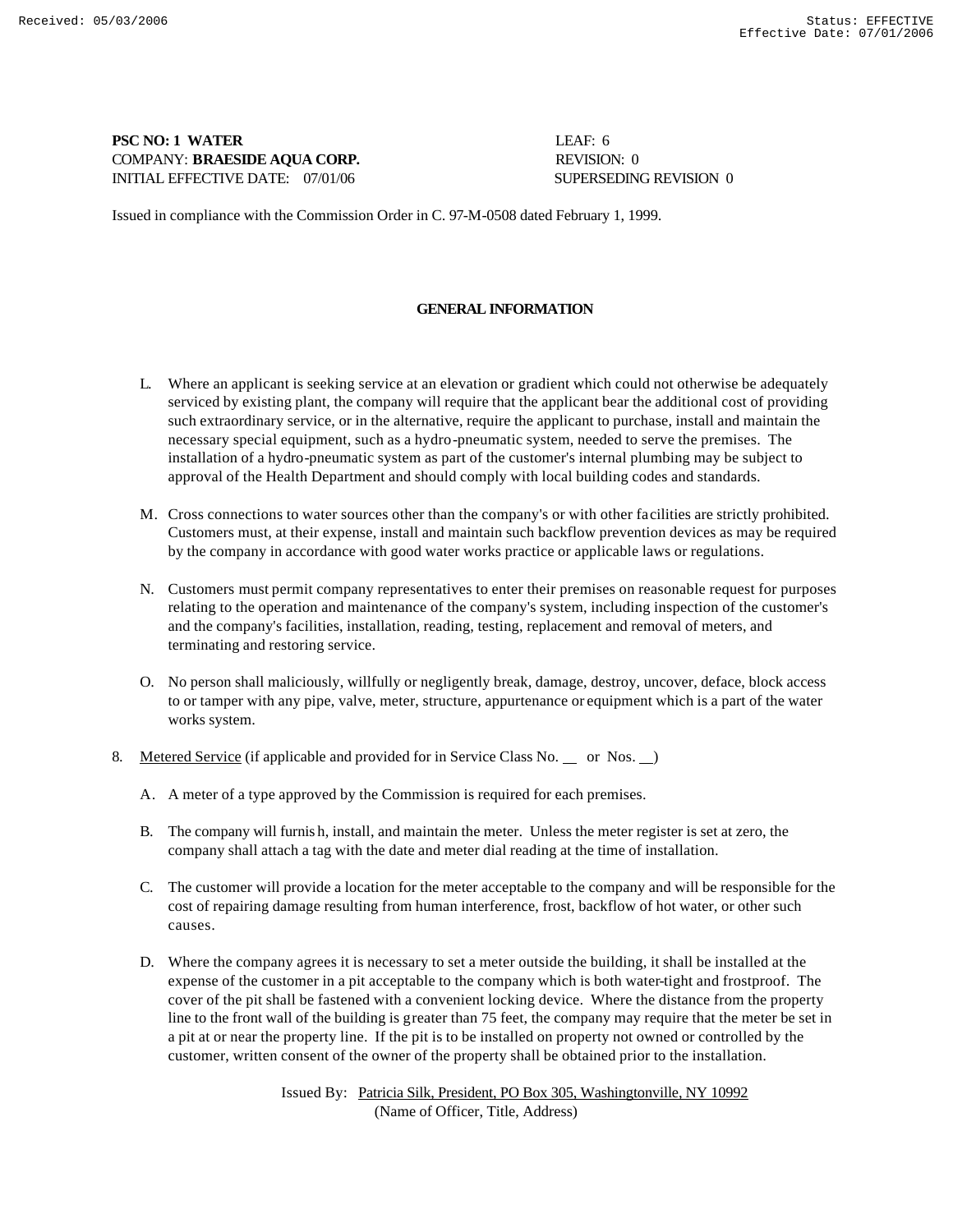**PSC NO: 1 WATER** LEAF: 6
COMPANY: **BRAESIDE AQUA CORP.** REVISION: 0
INITIAL EFFECTIVE DATE: 07/01/06 SUPERSEDING REVISION 0

Issued in compliance with the Commission Order in C. 97-M-0508 dated February 1, 1999.

## GENERAL INFORMATION

L. Where an applicant is seeking service at an elevation or gradient which could not otherwise be adequately serviced by existing plant, the company will require that the applicant bear the additional cost of providing such extraordinary service, or in the alternative, require the applicant to purchase, install and maintain the necessary special equipment, such as a hydro-pneumatic system, needed to serve the premises. The installation of a hydro-pneumatic system as part of the customer's internal plumbing may be subject to approval of the Health Department and should comply with local building codes and standards.

M. Cross connections to water sources other than the company's or with other facilities are strictly prohibited. Customers must, at their expense, install and maintain such backflow prevention devices as may be required by the company in accordance with good water works practice or applicable laws or regulations.

N. Customers must permit company representatives to enter their premises on reasonable request for purposes relating to the operation and maintenance of the company's system, including inspection of the customer's and the company's facilities, installation, reading, testing, replacement and removal of meters, and terminating and restoring service.

O. No person shall maliciously, willfully or negligently break, damage, destroy, uncover, deface, block access to or tamper with any pipe, valve, meter, structure, appurtenance or equipment which is a part of the water works system.

8. Metered Service (if applicable and provided for in Service Class No. __ or Nos. __)

A. A meter of a type approved by the Commission is required for each premises.

B. The company will furnish, install, and maintain the meter. Unless the meter register is set at zero, the company shall attach a tag with the date and meter dial reading at the time of installation.

C. The customer will provide a location for the meter acceptable to the company and will be responsible for the cost of repairing damage resulting from human interference, frost, backflow of hot water, or other such causes.

D. Where the company agrees it is necessary to set a meter outside the building, it shall be installed at the expense of the customer in a pit acceptable to the company which is both water-tight and frostproof. The cover of the pit shall be fastened with a convenient locking device. Where the distance from the property line to the front wall of the building is greater than 75 feet, the company may require that the meter be set in a pit at or near the property line. If the pit is to be installed on property not owned or controlled by the customer, written consent of the owner of the property shall be obtained prior to the installation.

Issued By: Patricia Silk, President, PO Box 305, Washingtonville, NY 10992
(Name of Officer, Title, Address)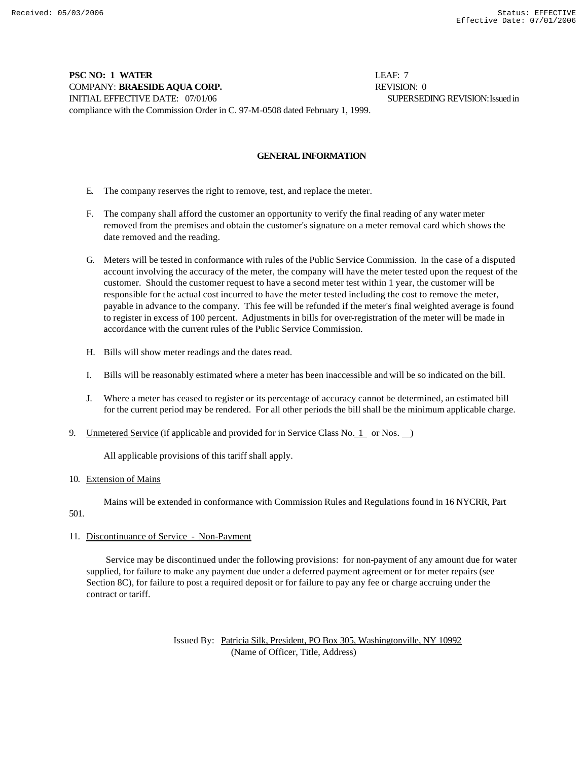**PSC NO: 1 WATER** LEAF: 7
COMPANY: **BRAESIDE AQUA CORP.** REVISION: 0
INITIAL EFFECTIVE DATE: 07/01/06 SUPERSEDING REVISION: Issued in compliance with the Commission Order in C. 97-M-0508 dated February 1, 1999.

## GENERAL INFORMATION

E. The company reserves the right to remove, test, and replace the meter.

F. The company shall afford the customer an opportunity to verify the final reading of any water meter removed from the premises and obtain the customer's signature on a meter removal card which shows the date removed and the reading.

G. Meters will be tested in conformance with rules of the Public Service Commission. In the case of a disputed account involving the accuracy of the meter, the company will have the meter tested upon the request of the customer. Should the customer request to have a second meter test within 1 year, the customer will be responsible for the actual cost incurred to have the meter tested including the cost to remove the meter, payable in advance to the company. This fee will be refunded if the meter's final weighted average is found to register in excess of 100 percent. Adjustments in bills for over-registration of the meter will be made in accordance with the current rules of the Public Service Commission.

H. Bills will show meter readings and the dates read.

I. Bills will be reasonably estimated where a meter has been inaccessible and will be so indicated on the bill.

J. Where a meter has ceased to register or its percentage of accuracy cannot be determined, an estimated bill for the current period may be rendered. For all other periods the bill shall be the minimum applicable charge.

9. Unmetered Service (if applicable and provided for in Service Class No. 1 or Nos. __)

All applicable provisions of this tariff shall apply.

10. Extension of Mains

Mains will be extended in conformance with Commission Rules and Regulations found in 16 NYCRR, Part 501.

11. Discontinuance of Service - Non-Payment

Service may be discontinued under the following provisions: for non-payment of any amount due for water supplied, for failure to make any payment due under a deferred payment agreement or for meter repairs (see Section 8C), for failure to post a required deposit or for failure to pay any fee or charge accruing under the contract or tariff.

Issued By: Patricia Silk, President, PO Box 305, Washingtonville, NY 10992
(Name of Officer, Title, Address)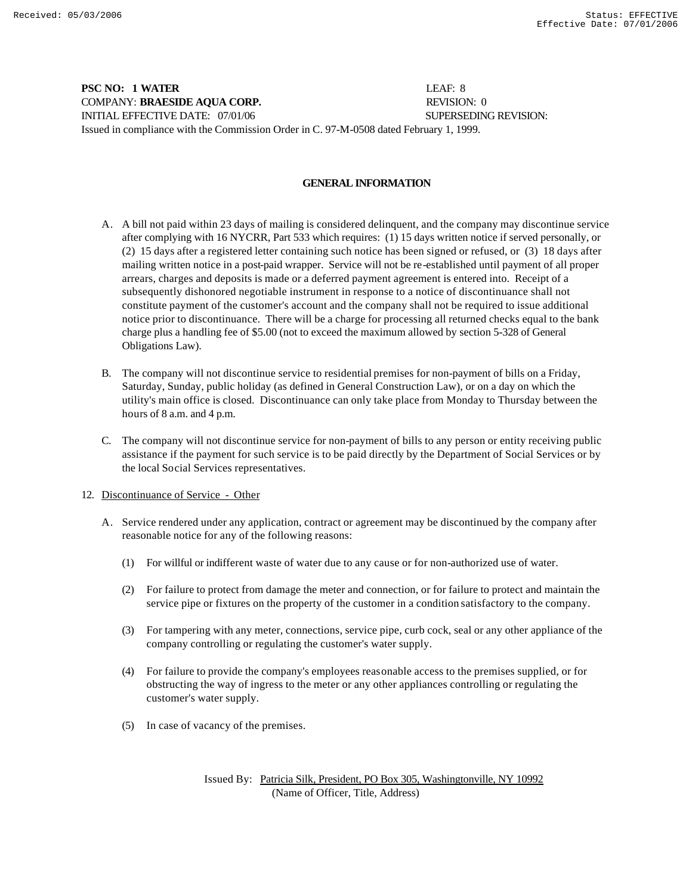**PSC NO: 1 WATER** LEAF: 8
COMPANY: **BRAESIDE AQUA CORP.** REVISION: 0
INITIAL EFFECTIVE DATE: 07/01/06 SUPERSEDING REVISION:
Issued in compliance with the Commission Order in C. 97-M-0508 dated February 1, 1999.

## GENERAL INFORMATION

A. A bill not paid within 23 days of mailing is considered delinquent, and the company may discontinue service after complying with 16 NYCRR, Part 533 which requires: (1) 15 days written notice if served personally, or (2) 15 days after a registered letter containing such notice has been signed or refused, or (3) 18 days after mailing written notice in a post-paid wrapper. Service will not be re-established until payment of all proper arrears, charges and deposits is made or a deferred payment agreement is entered into. Receipt of a subsequently dishonored negotiable instrument in response to a notice of discontinuance shall not constitute payment of the customer's account and the company shall not be required to issue additional notice prior to discontinuance. There will be a charge for processing all returned checks equal to the bank charge plus a handling fee of $5.00 (not to exceed the maximum allowed by section 5-328 of General Obligations Law).

B. The company will not discontinue service to residential premises for non-payment of bills on a Friday, Saturday, Sunday, public holiday (as defined in General Construction Law), or on a day on which the utility's main office is closed. Discontinuance can only take place from Monday to Thursday between the hours of 8 a.m. and 4 p.m.

C. The company will not discontinue service for non-payment of bills to any person or entity receiving public assistance if the payment for such service is to be paid directly by the Department of Social Services or by the local Social Services representatives.

12. Discontinuance of Service - Other

A. Service rendered under any application, contract or agreement may be discontinued by the company after reasonable notice for any of the following reasons:

(1) For willful or indifferent waste of water due to any cause or for non-authorized use of water.

(2) For failure to protect from damage the meter and connection, or for failure to protect and maintain the service pipe or fixtures on the property of the customer in a condition satisfactory to the company.

(3) For tampering with any meter, connections, service pipe, curb cock, seal or any other appliance of the company controlling or regulating the customer's water supply.

(4) For failure to provide the company's employees reasonable access to the premises supplied, or for obstructing the way of ingress to the meter or any other appliances controlling or regulating the customer's water supply.

(5) In case of vacancy of the premises.

Issued By: Patricia Silk, President, PO Box 305, Washingtonville, NY 10992
(Name of Officer, Title, Address)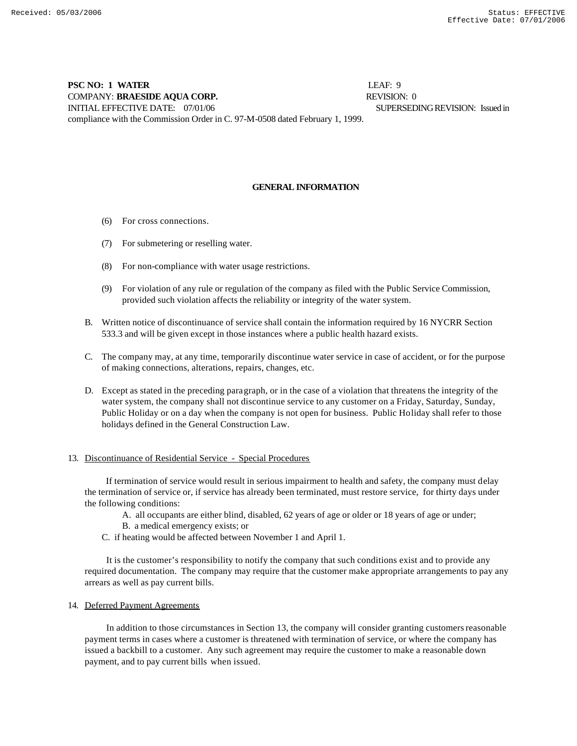**GENERAL INFORMATION**

(6) For cross connections.

(7) For submetering or reselling water.

(8) For non-compliance with water usage restrictions.

(9) For violation of any rule or regulation of the company as filed with the Public Service Commission, provided such violation affects the reliability or integrity of the water system.

B. Written notice of discontinuance of service shall contain the information required by 16 NYCRR Section 533.3 and will be given except in those instances where a public health hazard exists.

C. The company may, at any time, temporarily discontinue water service in case of accident, or for the purpose of making connections, alterations, repairs, changes, etc.

D. Except as stated in the preceding paragraph, or in the case of a violation that threatens the integrity of the water system, the company shall not discontinue service to any customer on a Friday, Saturday, Sunday, Public Holiday or on a day when the company is not open for business. Public Holiday shall refer to those holidays defined in the General Construction Law.

13. Discontinuance of Residential Service - Special Procedures

If termination of service would result in serious impairment to health and safety, the company must delay the termination of service or, if service has already been terminated, must restore service, for thirty days under the following conditions:

A. all occupants are either blind, disabled, 62 years of age or older or 18 years of age or under;
B. a medical emergency exists; or
C. if heating would be affected between November 1 and April 1.

It is the customer's responsibility to notify the company that such conditions exist and to provide any required documentation. The company may require that the customer make appropriate arrangements to pay any arrears as well as pay current bills.

14. Deferred Payment Agreements

In addition to those circumstances in Section 13, the company will consider granting customers reasonable payment terms in cases where a customer is threatened with termination of service, or where the company has issued a backbill to a customer. Any such agreement may require the customer to make a reasonable down payment, and to pay current bills when issued.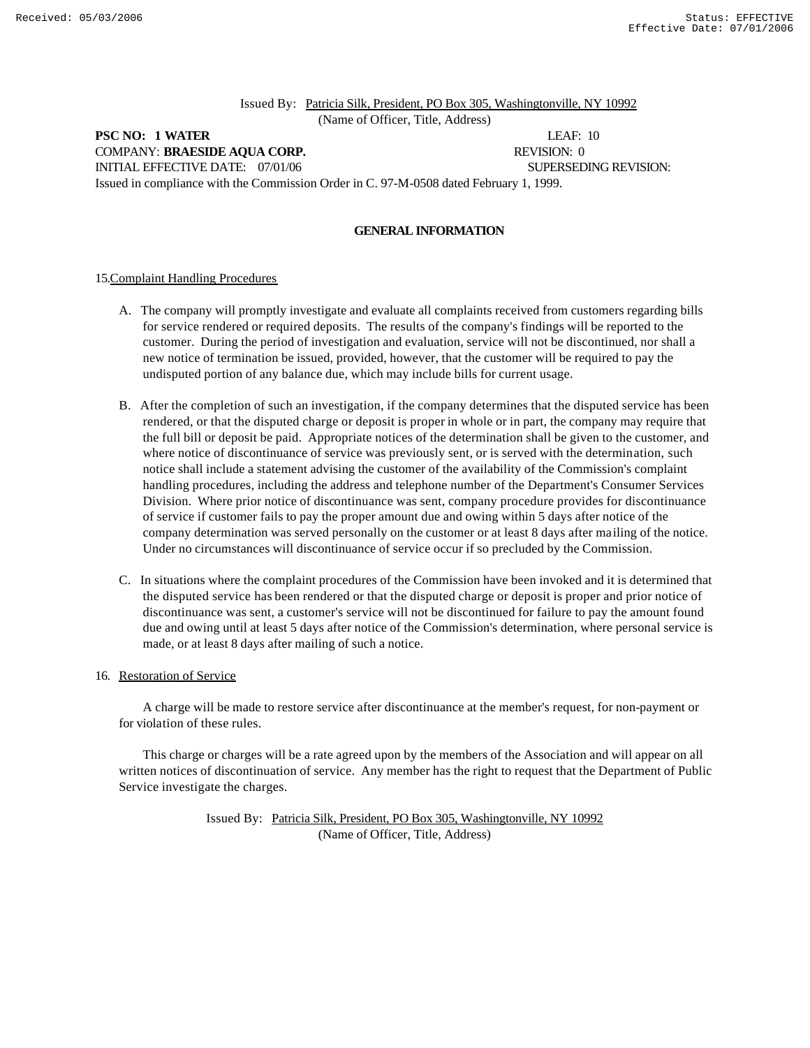Issued By: Patricia Silk, President, PO Box 305, Washingtonville, NY 10992
(Name of Officer, Title, Address)

**PSC NO: 1 WATER** LEAF: 10
COMPANY: **BRAESIDE AQUA CORP.** REVISION: 0
INITIAL EFFECTIVE DATE: 07/01/06 SUPERSEDING REVISION:
Issued in compliance with the Commission Order in C. 97-M-0508 dated February 1, 1999.

## GENERAL INFORMATION

15. Complaint Handling Procedures

A. The company will promptly investigate and evaluate all complaints received from customers regarding bills for service rendered or required deposits. The results of the company's findings will be reported to the customer. During the period of investigation and evaluation, service will not be discontinued, nor shall a new notice of termination be issued, provided, however, that the customer will be required to pay the undisputed portion of any balance due, which may include bills for current usage.

B. After the completion of such an investigation, if the company determines that the disputed service has been rendered, or that the disputed charge or deposit is proper in whole or in part, the company may require that the full bill or deposit be paid. Appropriate notices of the determination shall be given to the customer, and where notice of discontinuance of service was previously sent, or is served with the determination, such notice shall include a statement advising the customer of the availability of the Commission's complaint handling procedures, including the address and telephone number of the Department's Consumer Services Division. Where prior notice of discontinuance was sent, company procedure provides for discontinuance of service if customer fails to pay the proper amount due and owing within 5 days after notice of the company determination was served personally on the customer or at least 8 days after mailing of the notice. Under no circumstances will discontinuance of service occur if so precluded by the Commission.

C. In situations where the complaint procedures of the Commission have been invoked and it is determined that the disputed service has been rendered or that the disputed charge or deposit is proper and prior notice of discontinuance was sent, a customer's service will not be discontinued for failure to pay the amount found due and owing until at least 5 days after notice of the Commission's determination, where personal service is made, or at least 8 days after mailing of such a notice.

16. Restoration of Service

A charge will be made to restore service after discontinuance at the member's request, for non-payment or for violation of these rules.

This charge or charges will be a rate agreed upon by the members of the Association and will appear on all written notices of discontinuation of service. Any member has the right to request that the Department of Public Service investigate the charges.

Issued By: Patricia Silk, President, PO Box 305, Washingtonville, NY 10992
(Name of Officer, Title, Address)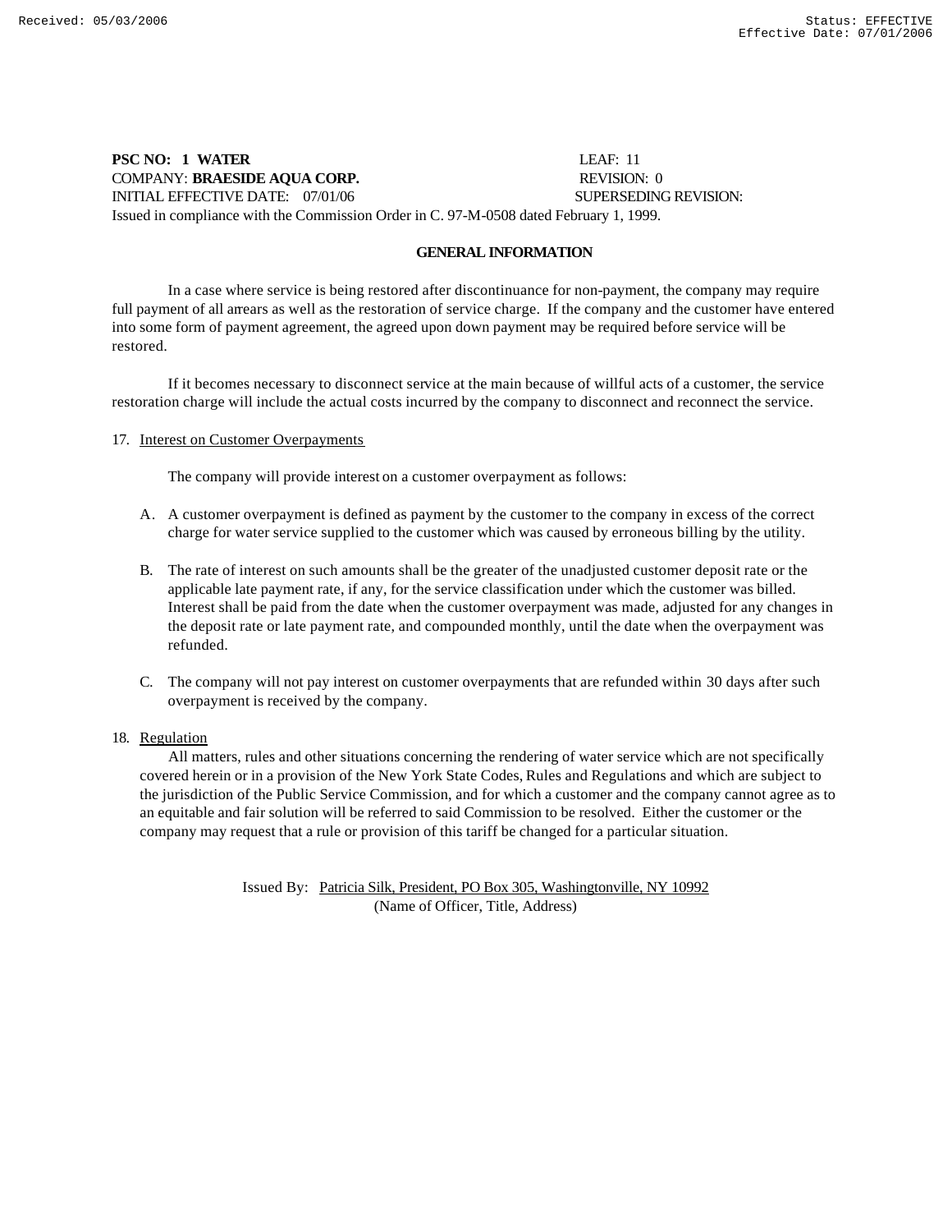**PSC NO: 1 WATER** LEAF: 11
COMPANY: **BRAESIDE AQUA CORP.** REVISION: 0
INITIAL EFFECTIVE DATE: 07/01/06 SUPERSEDING REVISION:
Issued in compliance with the Commission Order in C. 97-M-0508 dated February 1, 1999.

## GENERAL INFORMATION

In a case where service is being restored after discontinuance for non-payment, the company may require full payment of all arrears as well as the restoration of service charge. If the company and the customer have entered into some form of payment agreement, the agreed upon down payment may be required before service will be restored.

If it becomes necessary to disconnect service at the main because of willful acts of a customer, the service restoration charge will include the actual costs incurred by the company to disconnect and reconnect the service.

17. Interest on Customer Overpayments

The company will provide interest on a customer overpayment as follows:

A. A customer overpayment is defined as payment by the customer to the company in excess of the correct charge for water service supplied to the customer which was caused by erroneous billing by the utility.

B. The rate of interest on such amounts shall be the greater of the unadjusted customer deposit rate or the applicable late payment rate, if any, for the service classification under which the customer was billed. Interest shall be paid from the date when the customer overpayment was made, adjusted for any changes in the deposit rate or late payment rate, and compounded monthly, until the date when the overpayment was refunded.

C. The company will not pay interest on customer overpayments that are refunded within 30 days after such overpayment is received by the company.

18. Regulation

All matters, rules and other situations concerning the rendering of water service which are not specifically covered herein or in a provision of the New York State Codes, Rules and Regulations and which are subject to the jurisdiction of the Public Service Commission, and for which a customer and the company cannot agree as to an equitable and fair solution will be referred to said Commission to be resolved. Either the customer or the company may request that a rule or provision of this tariff be changed for a particular situation.

Issued By: Patricia Silk, President, PO Box 305, Washingtonville, NY 10992
(Name of Officer, Title, Address)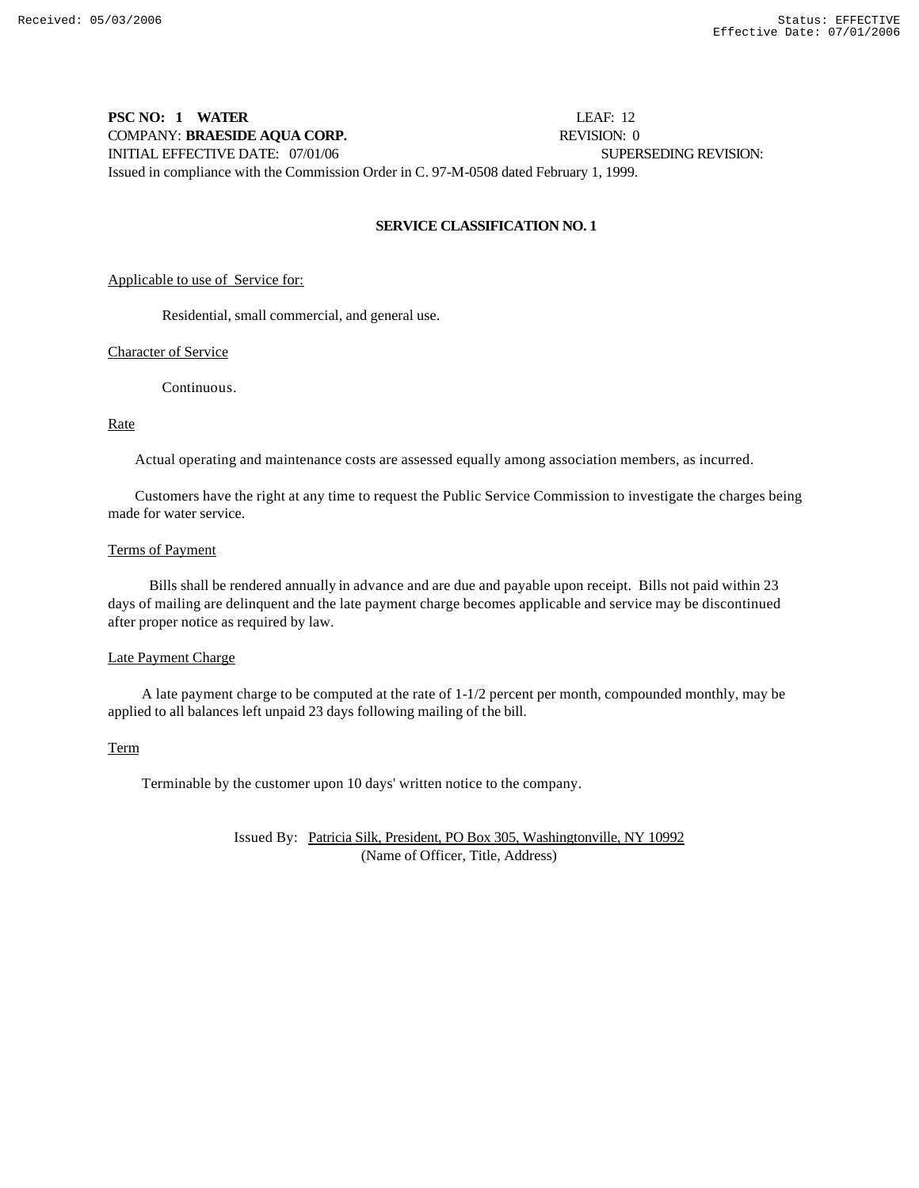**PSC NO: 1 WATER** LEAF: 12
COMPANY: **BRAESIDE AQUA CORP.** REVISION: 0
INITIAL EFFECTIVE DATE: 07/01/06 SUPERSEDING REVISION:
Issued in compliance with the Commission Order in C. 97-M-0508 dated February 1, 1999.

## SERVICE CLASSIFICATION NO. 1

Applicable to use of Service for:

Residential, small commercial, and general use.

Character of Service

Continuous.

Rate

Actual operating and maintenance costs are assessed equally among association members, as incurred.

Customers have the right at any time to request the Public Service Commission to investigate the charges being made for water service.

Terms of Payment

Bills shall be rendered annually in advance and are due and payable upon receipt. Bills not paid within 23 days of mailing are delinquent and the late payment charge becomes applicable and service may be discontinued after proper notice as required by law.

Late Payment Charge

A late payment charge to be computed at the rate of 1-1/2 percent per month, compounded monthly, may be applied to all balances left unpaid 23 days following mailing of the bill.

Term

Terminable by the customer upon 10 days' written notice to the company.

Issued By: Patricia Silk, President, PO Box 305, Washingtonville, NY 10992
(Name of Officer, Title, Address)